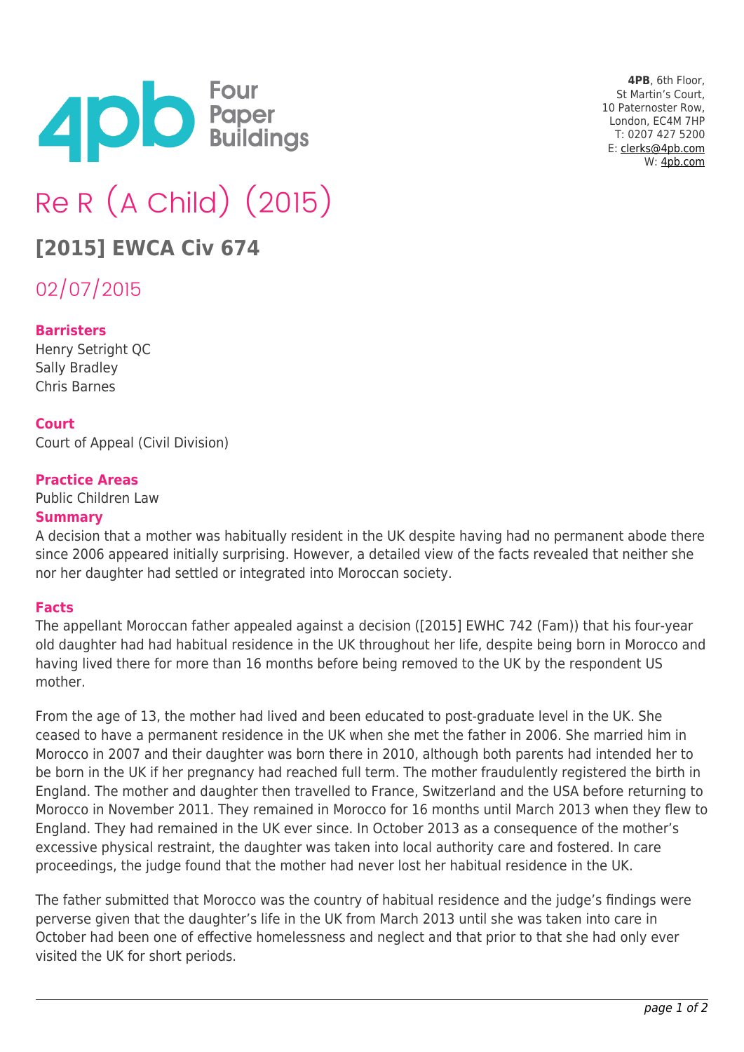**4PB**, 6th Floor,
St Martin's Court,
10 Paternoster Row,
London, EC4M 7HP
T: 0207 427 5200
E: clerks@4pb.com
W: 4pb.com

# Re R (A Child) (2015)

## [2015] EWCA Civ 674

02/07/2015

**Barristers**
Henry Setright QC
Sally Bradley
Chris Barnes

**Court**
Court of Appeal (Civil Division)

**Practice Areas**
Public Children Law

**Summary**
A decision that a mother was habitually resident in the UK despite having had no permanent abode there since 2006 appeared initially surprising. However, a detailed view of the facts revealed that neither she nor her daughter had settled or integrated into Moroccan society.

**Facts**
The appellant Moroccan father appealed against a decision ([2015] EWHC 742 (Fam)) that his four-year old daughter had had habitual residence in the UK throughout her life, despite being born in Morocco and having lived there for more than 16 months before being removed to the UK by the respondent US mother.

From the age of 13, the mother had lived and been educated to post-graduate level in the UK. She ceased to have a permanent residence in the UK when she met the father in 2006. She married him in Morocco in 2007 and their daughter was born there in 2010, although both parents had intended her to be born in the UK if her pregnancy had reached full term. The mother fraudulently registered the birth in England. The mother and daughter then travelled to France, Switzerland and the USA before returning to Morocco in November 2011. They remained in Morocco for 16 months until March 2013 when they flew to England. They had remained in the UK ever since. In October 2013 as a consequence of the mother's excessive physical restraint, the daughter was taken into local authority care and fostered. In care proceedings, the judge found that the mother had never lost her habitual residence in the UK.

The father submitted that Morocco was the country of habitual residence and the judge's findings were perverse given that the daughter's life in the UK from March 2013 until she was taken into care in October had been one of effective homelessness and neglect and that prior to that she had only ever visited the UK for short periods.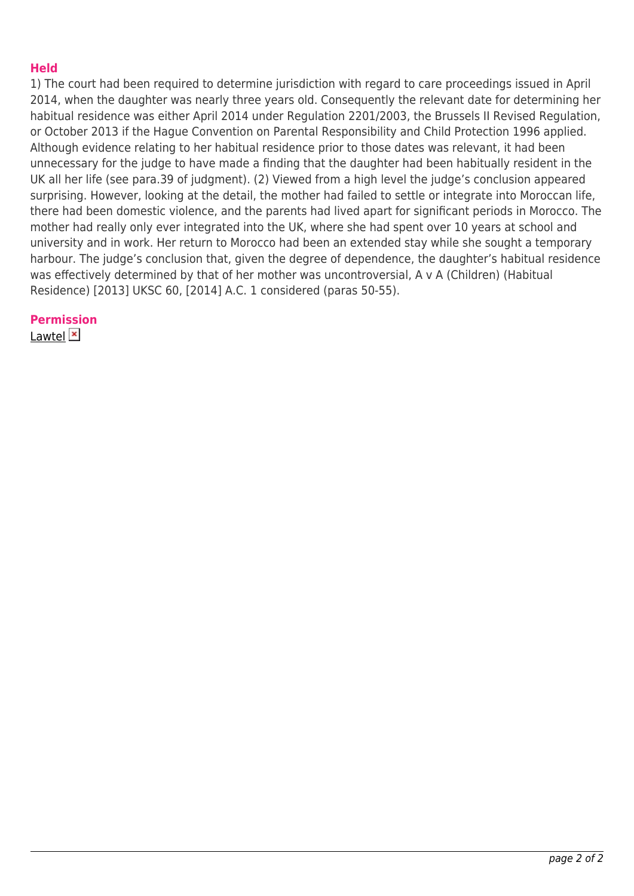## Held

1) The court had been required to determine jurisdiction with regard to care proceedings issued in April 2014, when the daughter was nearly three years old. Consequently the relevant date for determining her habitual residence was either April 2014 under Regulation 2201/2003, the Brussels II Revised Regulation, or October 2013 if the Hague Convention on Parental Responsibility and Child Protection 1996 applied. Although evidence relating to her habitual residence prior to those dates was relevant, it had been unnecessary for the judge to have made a finding that the daughter had been habitually resident in the UK all her life (see para.39 of judgment). (2) Viewed from a high level the judge's conclusion appeared surprising. However, looking at the detail, the mother had failed to settle or integrate into Moroccan life, there had been domestic violence, and the parents had lived apart for significant periods in Morocco. The mother had really only ever integrated into the UK, where she had spent over 10 years at school and university and in work. Her return to Morocco had been an extended stay while she sought a temporary harbour. The judge's conclusion that, given the degree of dependence, the daughter's habitual residence was effectively determined by that of her mother was uncontroversial, A v A (Children) (Habitual Residence) [2013] UKSC 60, [2014] A.C. 1 considered (paras 50-55).

## Permission

Lawtel